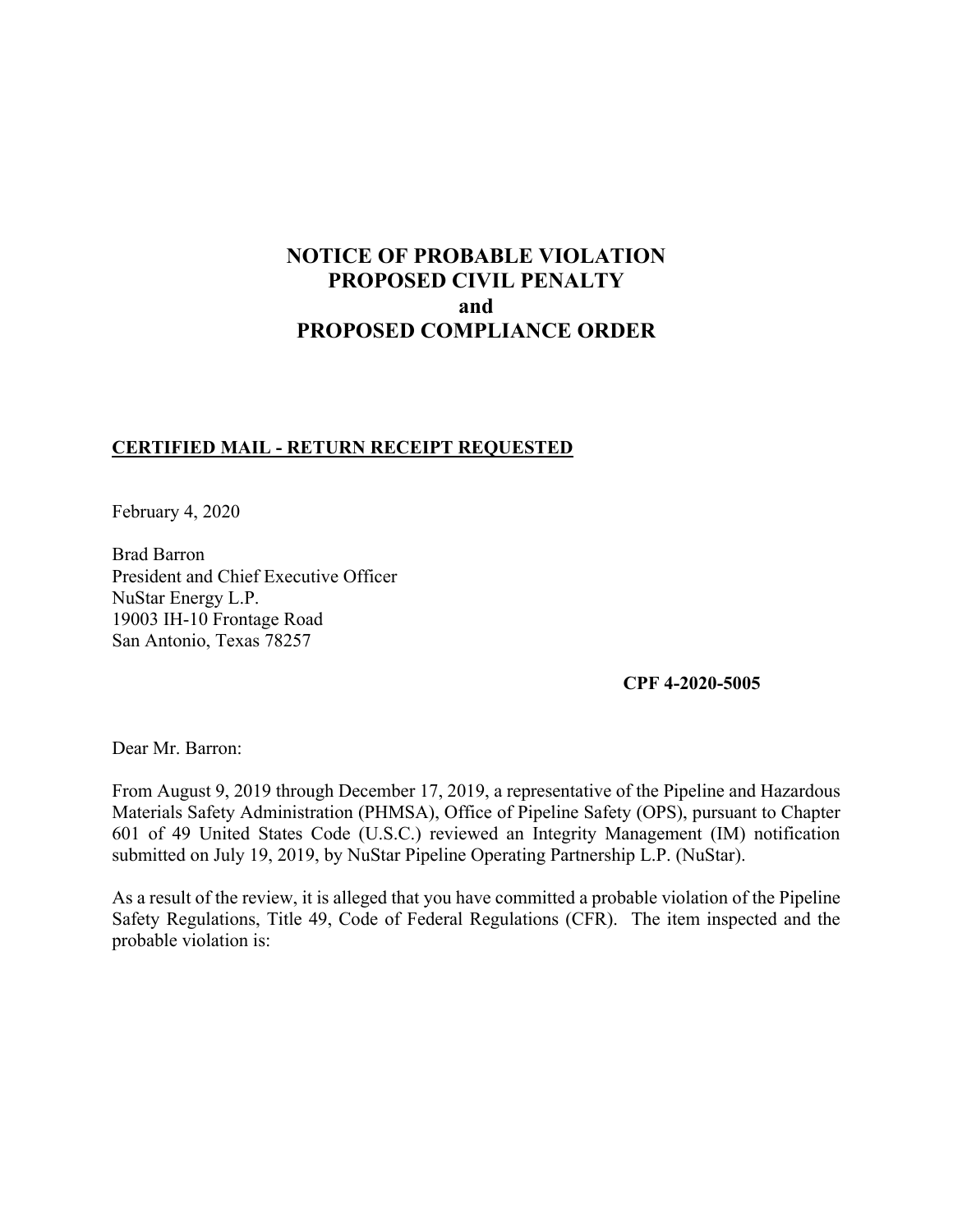# NOTICE OF PROBABLE VIOLATION
# PROPOSED CIVIL PENALTY
# and
# PROPOSED COMPLIANCE ORDER

**CERTIFIED MAIL - RETURN RECEIPT REQUESTED**

February 4, 2020

Brad Barron
President and Chief Executive Officer
NuStar Energy L.P.
19003 IH-10 Frontage Road
San Antonio, Texas 78257

**CPF 4-2020-5005**

Dear Mr. Barron:

From August 9, 2019 through December 17, 2019, a representative of the Pipeline and Hazardous Materials Safety Administration (PHMSA), Office of Pipeline Safety (OPS), pursuant to Chapter 601 of 49 United States Code (U.S.C.) reviewed an Integrity Management (IM) notification submitted on July 19, 2019, by NuStar Pipeline Operating Partnership L.P. (NuStar).

As a result of the review, it is alleged that you have committed a probable violation of the Pipeline Safety Regulations, Title 49, Code of Federal Regulations (CFR). The item inspected and the probable violation is: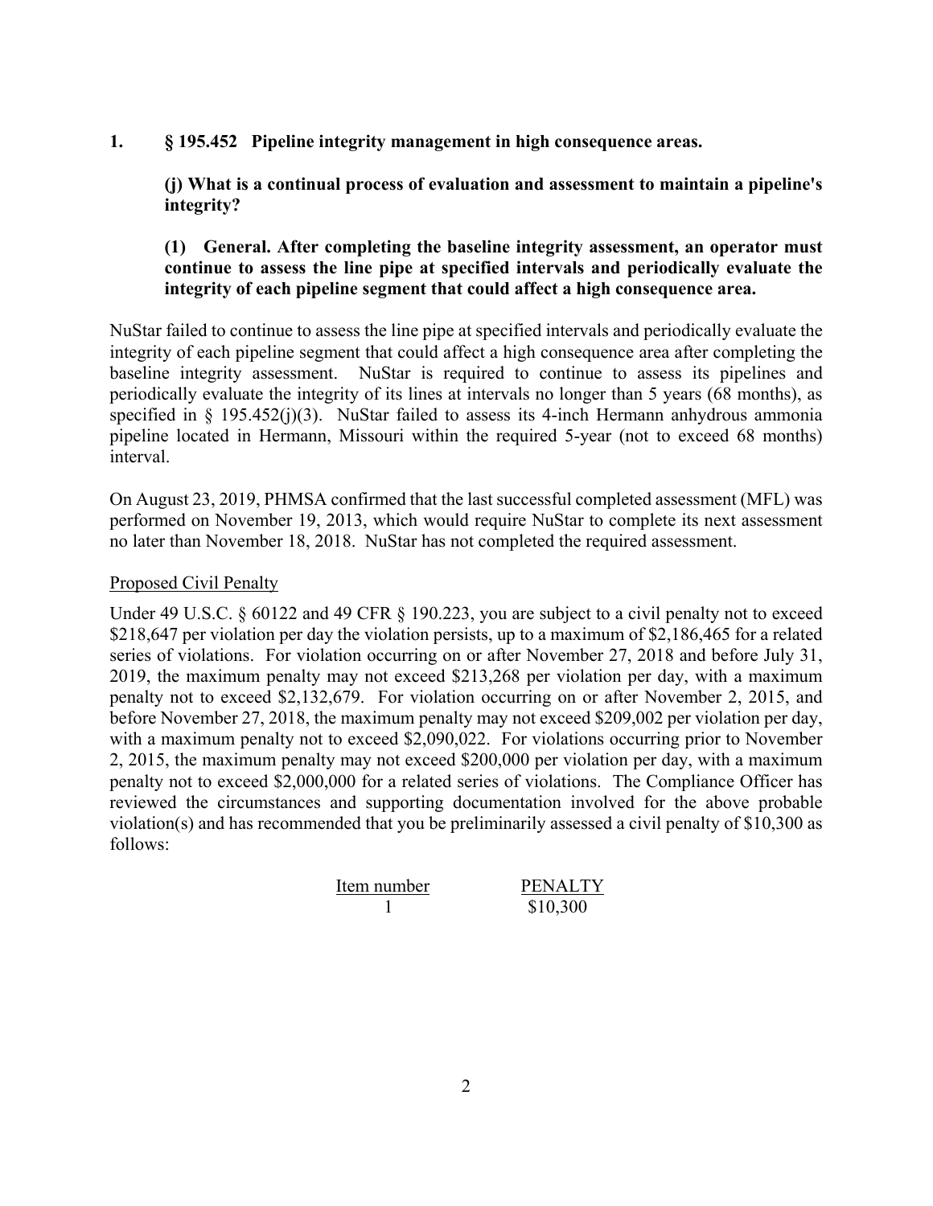**1. § 195.452 Pipeline integrity management in high consequence areas.**

**(j) What is a continual process of evaluation and assessment to maintain a pipeline's integrity?**

**(1) General. After completing the baseline integrity assessment, an operator must continue to assess the line pipe at specified intervals and periodically evaluate the integrity of each pipeline segment that could affect a high consequence area.**

NuStar failed to continue to assess the line pipe at specified intervals and periodically evaluate the integrity of each pipeline segment that could affect a high consequence area after completing the baseline integrity assessment. NuStar is required to continue to assess its pipelines and periodically evaluate the integrity of its lines at intervals no longer than 5 years (68 months), as specified in § 195.452(j)(3). NuStar failed to assess its 4-inch Hermann anhydrous ammonia pipeline located in Hermann, Missouri within the required 5-year (not to exceed 68 months) interval.

On August 23, 2019, PHMSA confirmed that the last successful completed assessment (MFL) was performed on November 19, 2013, which would require NuStar to complete its next assessment no later than November 18, 2018. NuStar has not completed the required assessment.

Proposed Civil Penalty

Under 49 U.S.C. § 60122 and 49 CFR § 190.223, you are subject to a civil penalty not to exceed $218,647 per violation per day the violation persists, up to a maximum of $2,186,465 for a related series of violations. For violation occurring on or after November 27, 2018 and before July 31, 2019, the maximum penalty may not exceed $213,268 per violation per day, with a maximum penalty not to exceed $2,132,679. For violation occurring on or after November 2, 2015, and before November 27, 2018, the maximum penalty may not exceed $209,002 per violation per day, with a maximum penalty not to exceed $2,090,022. For violations occurring prior to November 2, 2015, the maximum penalty may not exceed $200,000 per violation per day, with a maximum penalty not to exceed $2,000,000 for a related series of violations. The Compliance Officer has reviewed the circumstances and supporting documentation involved for the above probable violation(s) and has recommended that you be preliminarily assessed a civil penalty of $10,300 as follows:

| Item number | PENALTY |
|---|---|
| 1 | $10,300 |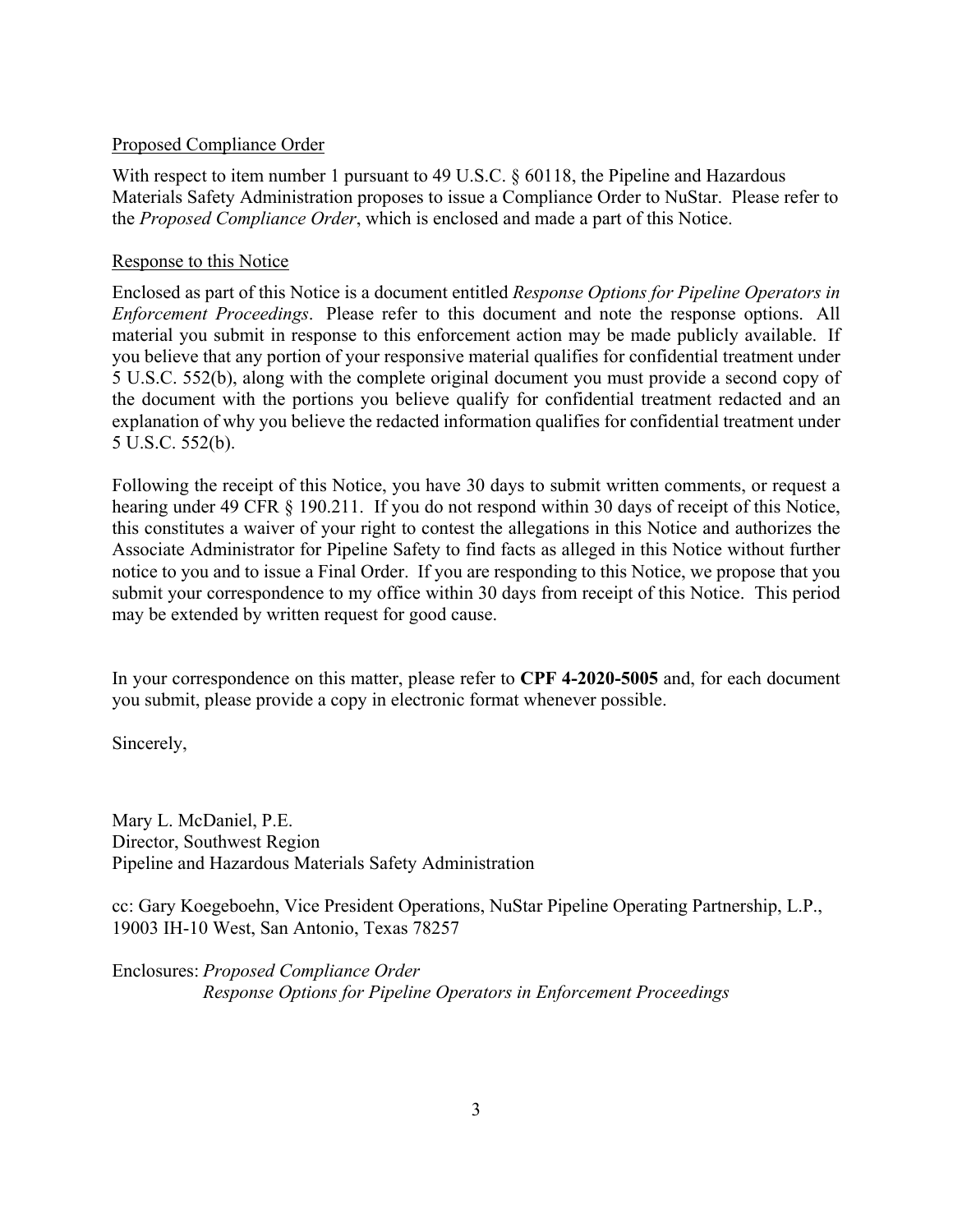Proposed Compliance Order

With respect to item number 1 pursuant to 49 U.S.C. § 60118, the Pipeline and Hazardous Materials Safety Administration proposes to issue a Compliance Order to NuStar. Please refer to the *Proposed Compliance Order*, which is enclosed and made a part of this Notice.

Response to this Notice

Enclosed as part of this Notice is a document entitled *Response Options for Pipeline Operators in Enforcement Proceedings*. Please refer to this document and note the response options. All material you submit in response to this enforcement action may be made publicly available. If you believe that any portion of your responsive material qualifies for confidential treatment under 5 U.S.C. 552(b), along with the complete original document you must provide a second copy of the document with the portions you believe qualify for confidential treatment redacted and an explanation of why you believe the redacted information qualifies for confidential treatment under 5 U.S.C. 552(b).

Following the receipt of this Notice, you have 30 days to submit written comments, or request a hearing under 49 CFR § 190.211. If you do not respond within 30 days of receipt of this Notice, this constitutes a waiver of your right to contest the allegations in this Notice and authorizes the Associate Administrator for Pipeline Safety to find facts as alleged in this Notice without further notice to you and to issue a Final Order. If you are responding to this Notice, we propose that you submit your correspondence to my office within 30 days from receipt of this Notice. This period may be extended by written request for good cause.

In your correspondence on this matter, please refer to **CPF 4-2020-5005** and, for each document you submit, please provide a copy in electronic format whenever possible.

Sincerely,

Mary L. McDaniel, P.E.
Director, Southwest Region
Pipeline and Hazardous Materials Safety Administration

cc: Gary Koegeboehn, Vice President Operations, NuStar Pipeline Operating Partnership, L.P., 19003 IH-10 West, San Antonio, Texas 78257

Enclosures: *Proposed Compliance Order*
*Response Options for Pipeline Operators in Enforcement Proceedings*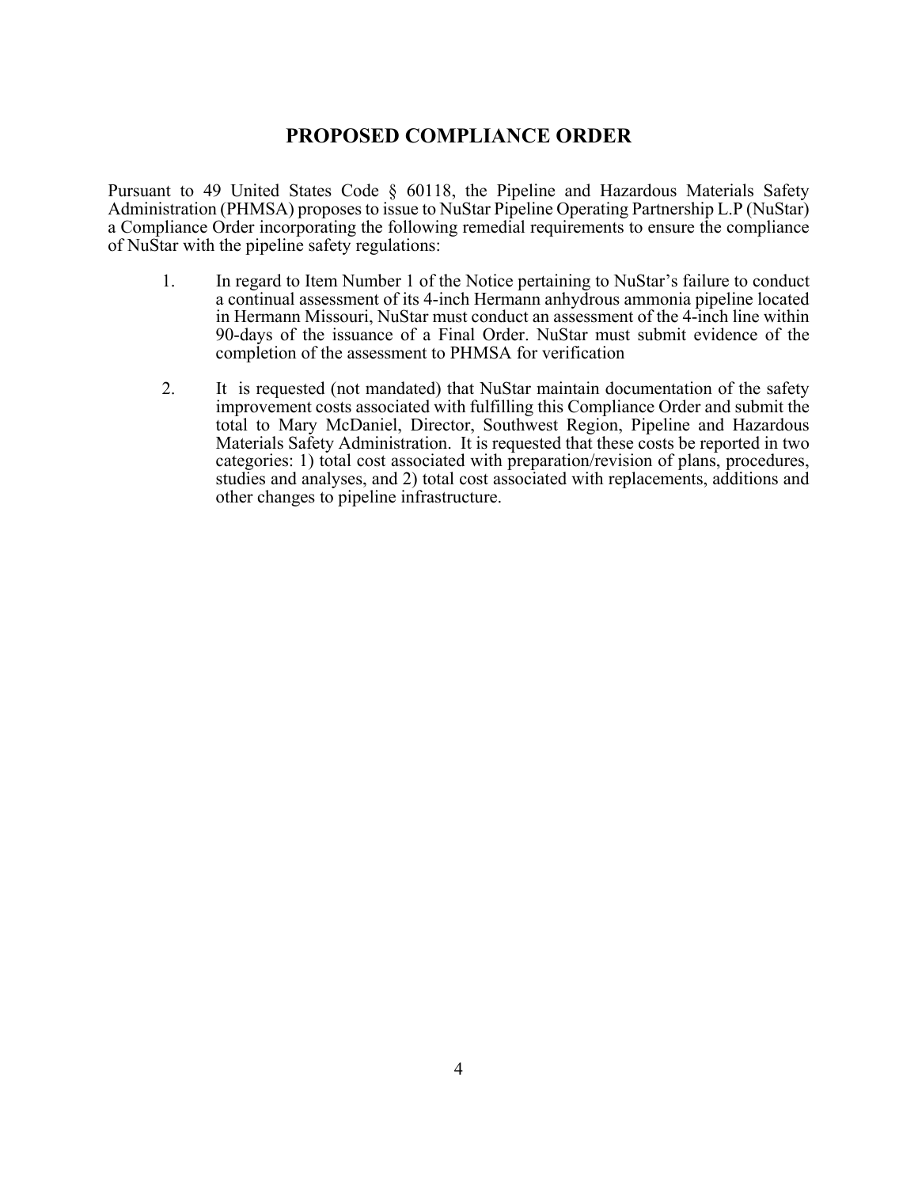## PROPOSED COMPLIANCE ORDER

Pursuant to 49 United States Code § 60118, the Pipeline and Hazardous Materials Safety Administration (PHMSA) proposes to issue to NuStar Pipeline Operating Partnership L.P (NuStar) a Compliance Order incorporating the following remedial requirements to ensure the compliance of NuStar with the pipeline safety regulations:

1. In regard to Item Number 1 of the Notice pertaining to NuStar's failure to conduct a continual assessment of its 4-inch Hermann anhydrous ammonia pipeline located in Hermann Missouri, NuStar must conduct an assessment of the 4-inch line within 90-days of the issuance of a Final Order. NuStar must submit evidence of the completion of the assessment to PHMSA for verification

2. It is requested (not mandated) that NuStar maintain documentation of the safety improvement costs associated with fulfilling this Compliance Order and submit the total to Mary McDaniel, Director, Southwest Region, Pipeline and Hazardous Materials Safety Administration. It is requested that these costs be reported in two categories: 1) total cost associated with preparation/revision of plans, procedures, studies and analyses, and 2) total cost associated with replacements, additions and other changes to pipeline infrastructure.